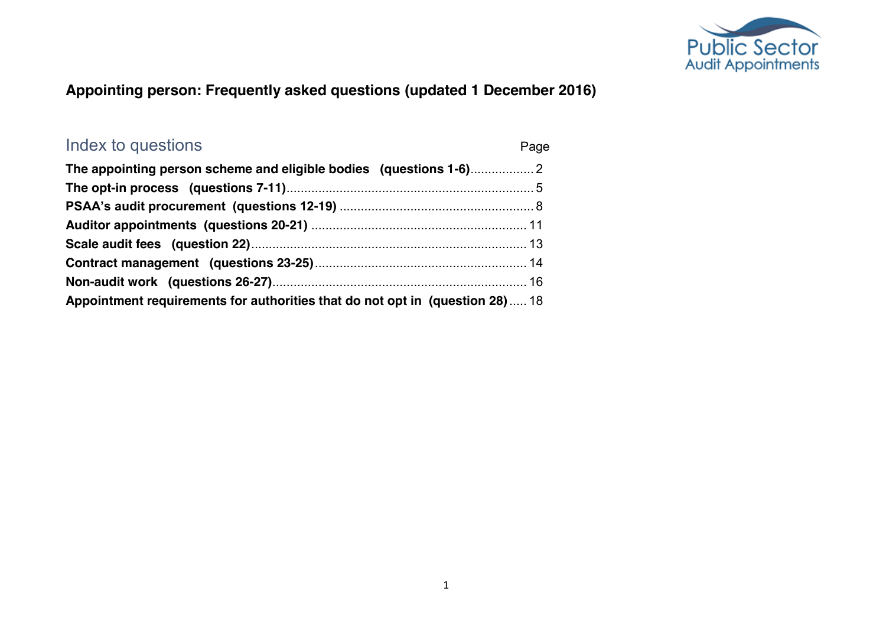Public Sector Audit Appointments

# Appointing person: Frequently asked questions (updated 1 December 2016)

## Index to questions

| | Page |
|---|---|
| **The appointing person scheme and eligible bodies (questions 1-6)** | 2 |
| **The opt-in process (questions 7-11)** | 5 |
| **PSAA's audit procurement (questions 12-19)** | 8 |
| **Auditor appointments (questions 20-21)** | 11 |
| **Scale audit fees (question 22)** | 13 |
| **Contract management (questions 23-25)** | 14 |
| **Non-audit work (questions 26-27)** | 16 |
| **Appointment requirements for authorities that do not opt in (question 28)** | 18 |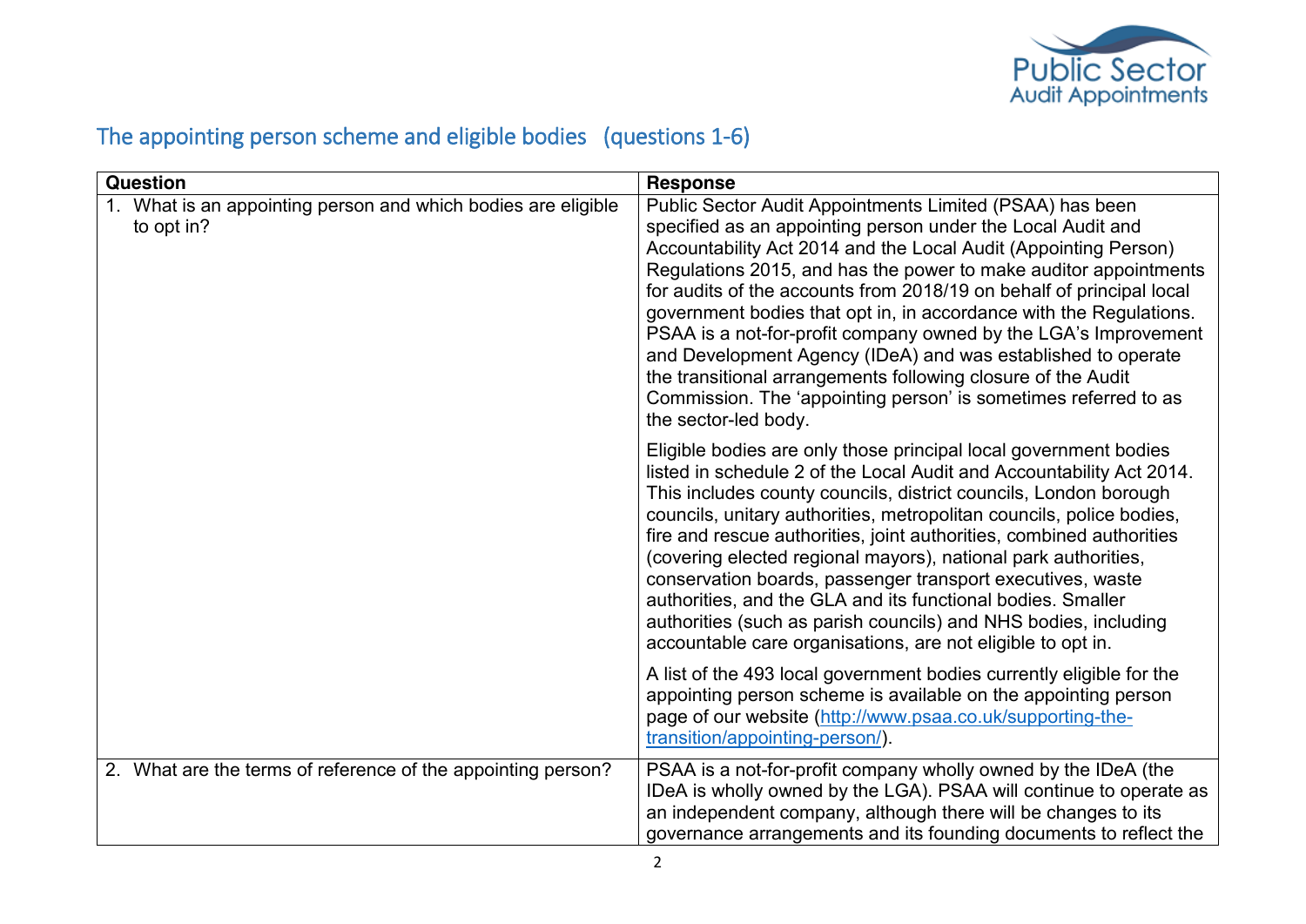## The appointing person scheme and eligible bodies (questions 1-6)

| Question | Response |
|---|---|
| 1. What is an appointing person and which bodies are eligible to opt in? | Public Sector Audit Appointments Limited (PSAA) has been specified as an appointing person under the Local Audit and Accountability Act 2014 and the Local Audit (Appointing Person) Regulations 2015, and has the power to make auditor appointments for audits of the accounts from 2018/19 on behalf of principal local government bodies that opt in, in accordance with the Regulations. PSAA is a not-for-profit company owned by the LGA's Improvement and Development Agency (IDeA) and was established to operate the transitional arrangements following closure of the Audit Commission. The 'appointing person' is sometimes referred to as the sector-led body.<br><br>Eligible bodies are only those principal local government bodies listed in schedule 2 of the Local Audit and Accountability Act 2014. This includes county councils, district councils, London borough councils, unitary authorities, metropolitan councils, police bodies, fire and rescue authorities, joint authorities, combined authorities (covering elected regional mayors), national park authorities, conservation boards, passenger transport executives, waste authorities, and the GLA and its functional bodies. Smaller authorities (such as parish councils) and NHS bodies, including accountable care organisations, are not eligible to opt in.<br><br>A list of the 493 local government bodies currently eligible for the appointing person scheme is available on the appointing person page of our website ([http://www.psaa.co.uk/supporting-the-transition/appointing-person/](http://www.psaa.co.uk/supporting-the-transition/appointing-person/)). |
| 2. What are the terms of reference of the appointing person? | PSAA is a not-for-profit company wholly owned by the IDeA (the IDeA is wholly owned by the LGA). PSAA will continue to operate as an independent company, although there will be changes to its governance arrangements and its founding documents to reflect the |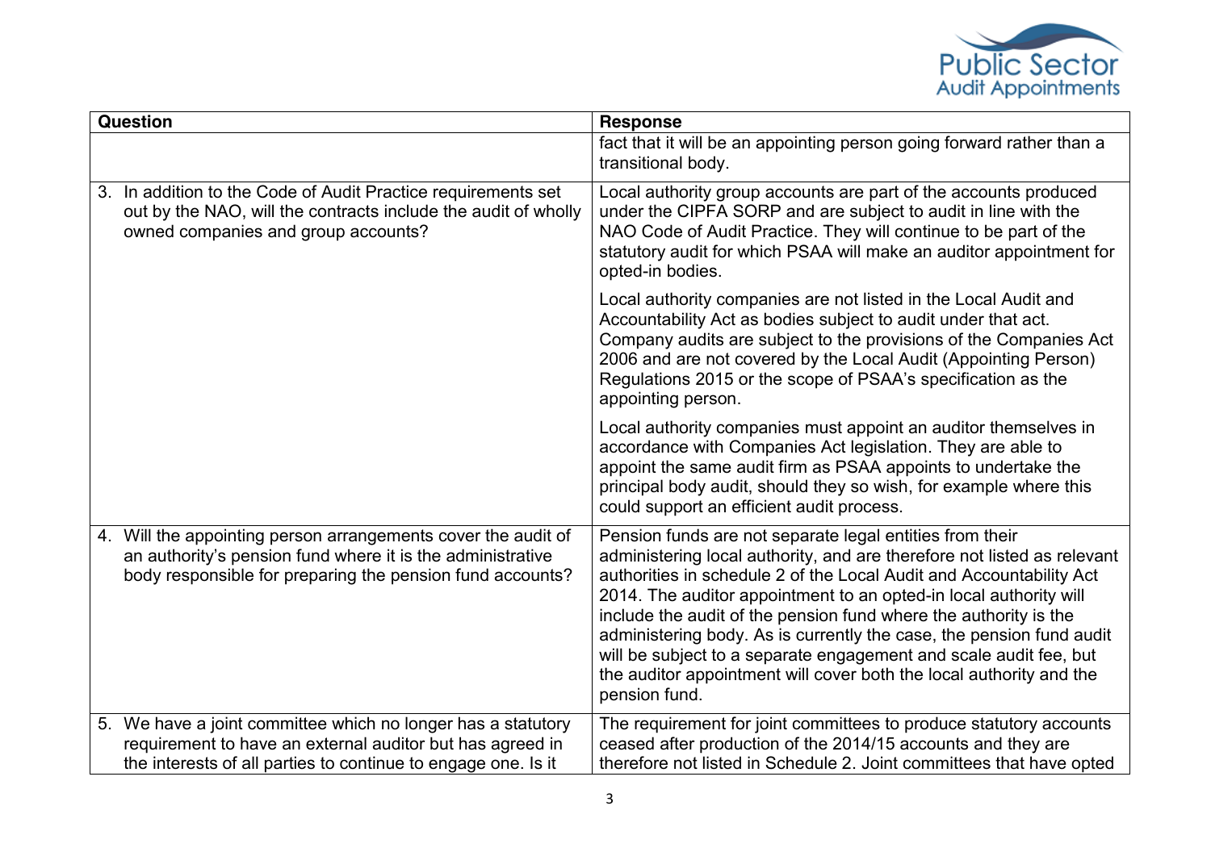| Question | Response |
| --- | --- |
| | fact that it will be an appointing person going forward rather than a transitional body. |
| 3. In addition to the Code of Audit Practice requirements set out by the NAO, will the contracts include the audit of wholly owned companies and group accounts? | Local authority group accounts are part of the accounts produced under the CIPFA SORP and are subject to audit in line with the NAO Code of Audit Practice. They will continue to be part of the statutory audit for which PSAA will make an auditor appointment for opted-in bodies.<br><br>Local authority companies are not listed in the Local Audit and Accountability Act as bodies subject to audit under that act. Company audits are subject to the provisions of the Companies Act 2006 and are not covered by the Local Audit (Appointing Person) Regulations 2015 or the scope of PSAA's specification as the appointing person.<br><br>Local authority companies must appoint an auditor themselves in accordance with Companies Act legislation. They are able to appoint the same audit firm as PSAA appoints to undertake the principal body audit, should they so wish, for example where this could support an efficient audit process. |
| 4. Will the appointing person arrangements cover the audit of an authority's pension fund where it is the administrative body responsible for preparing the pension fund accounts? | Pension funds are not separate legal entities from their administering local authority, and are therefore not listed as relevant authorities in schedule 2 of the Local Audit and Accountability Act 2014. The auditor appointment to an opted-in local authority will include the audit of the pension fund where the authority is the administering body. As is currently the case, the pension fund audit will be subject to a separate engagement and scale audit fee, but the auditor appointment will cover both the local authority and the pension fund. |
| 5. We have a joint committee which no longer has a statutory requirement to have an external auditor but has agreed in the interests of all parties to continue to engage one. Is it | The requirement for joint committees to produce statutory accounts ceased after production of the 2014/15 accounts and they are therefore not listed in Schedule 2. Joint committees that have opted |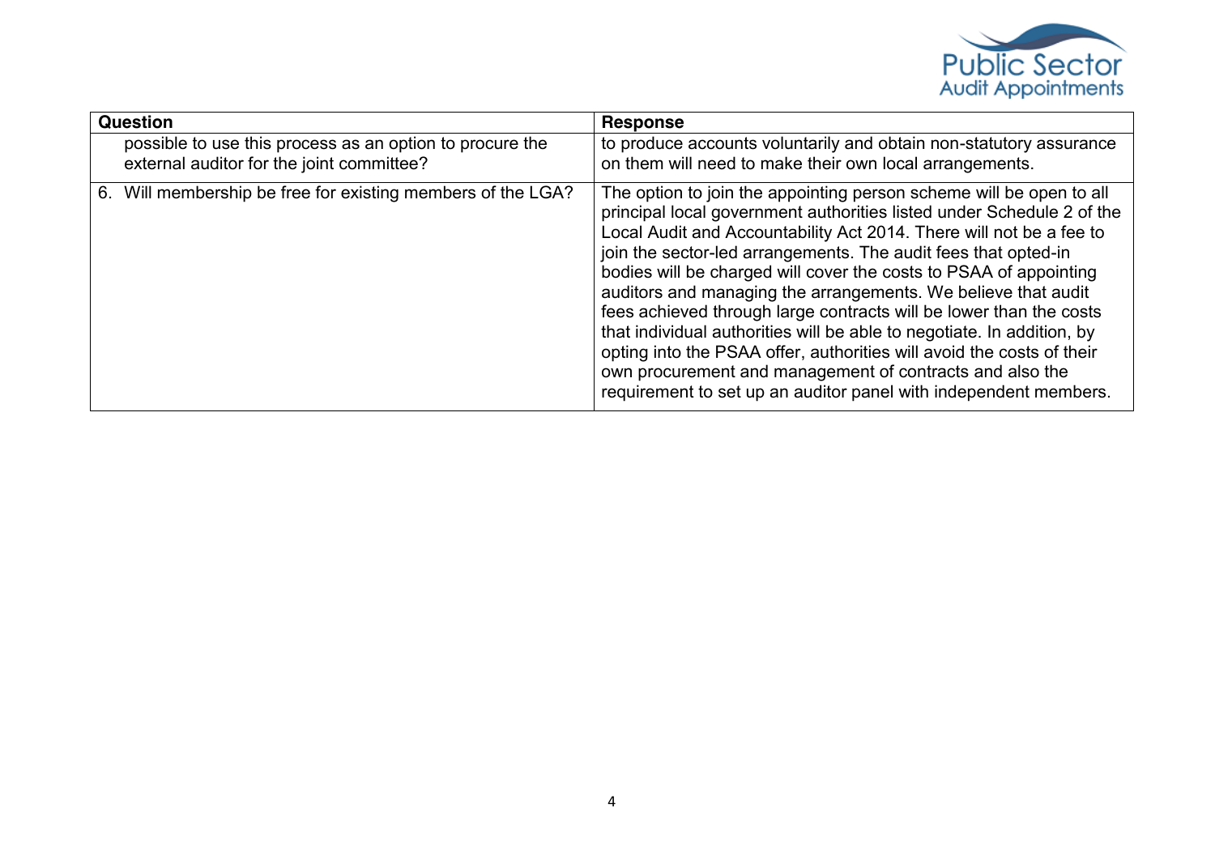| Question | Response |
|---|---|
| possible to use this process as an option to procure the external auditor for the joint committee? | to produce accounts voluntarily and obtain non-statutory assurance on them will need to make their own local arrangements. |
| 6. Will membership be free for existing members of the LGA? | The option to join the appointing person scheme will be open to all principal local government authorities listed under Schedule 2 of the Local Audit and Accountability Act 2014. There will not be a fee to join the sector-led arrangements. The audit fees that opted-in bodies will be charged will cover the costs to PSAA of appointing auditors and managing the arrangements. We believe that audit fees achieved through large contracts will be lower than the costs that individual authorities will be able to negotiate. In addition, by opting into the PSAA offer, authorities will avoid the costs of their own procurement and management of contracts and also the requirement to set up an auditor panel with independent members. |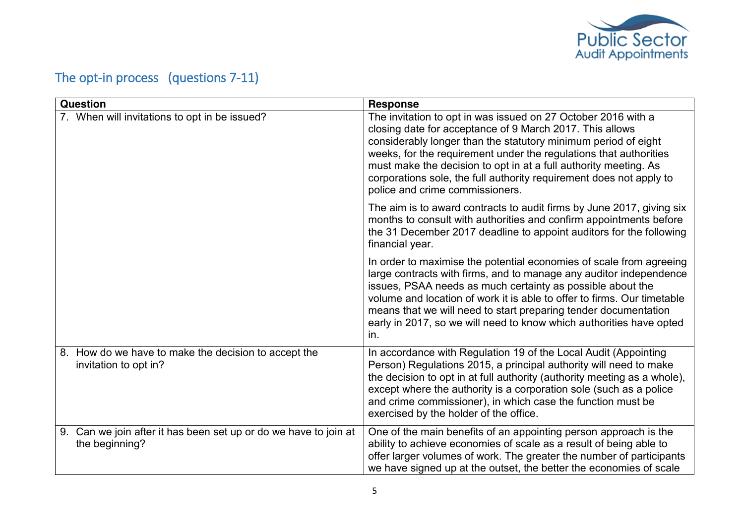## The opt-in process (questions 7-11)

| Question | Response |
|---|---|
| 7. When will invitations to opt in be issued? | The invitation to opt in was issued on 27 October 2016 with a closing date for acceptance of 9 March 2017. This allows considerably longer than the statutory minimum period of eight weeks, for the requirement under the regulations that authorities must make the decision to opt in at a full authority meeting. As corporations sole, the full authority requirement does not apply to police and crime commissioners.<br><br>The aim is to award contracts to audit firms by June 2017, giving six months to consult with authorities and confirm appointments before the 31 December 2017 deadline to appoint auditors for the following financial year.<br><br>In order to maximise the potential economies of scale from agreeing large contracts with firms, and to manage any auditor independence issues, PSAA needs as much certainty as possible about the volume and location of work it is able to offer to firms. Our timetable means that we will need to start preparing tender documentation early in 2017, so we will need to know which authorities have opted in. |
| 8. How do we have to make the decision to accept the invitation to opt in? | In accordance with Regulation 19 of the Local Audit (Appointing Person) Regulations 2015, a principal authority will need to make the decision to opt in at full authority (authority meeting as a whole), except where the authority is a corporation sole (such as a police and crime commissioner), in which case the function must be exercised by the holder of the office. |
| 9. Can we join after it has been set up or do we have to join at the beginning? | One of the main benefits of an appointing person approach is the ability to achieve economies of scale as a result of being able to offer larger volumes of work. The greater the number of participants we have signed up at the outset, the better the economies of scale |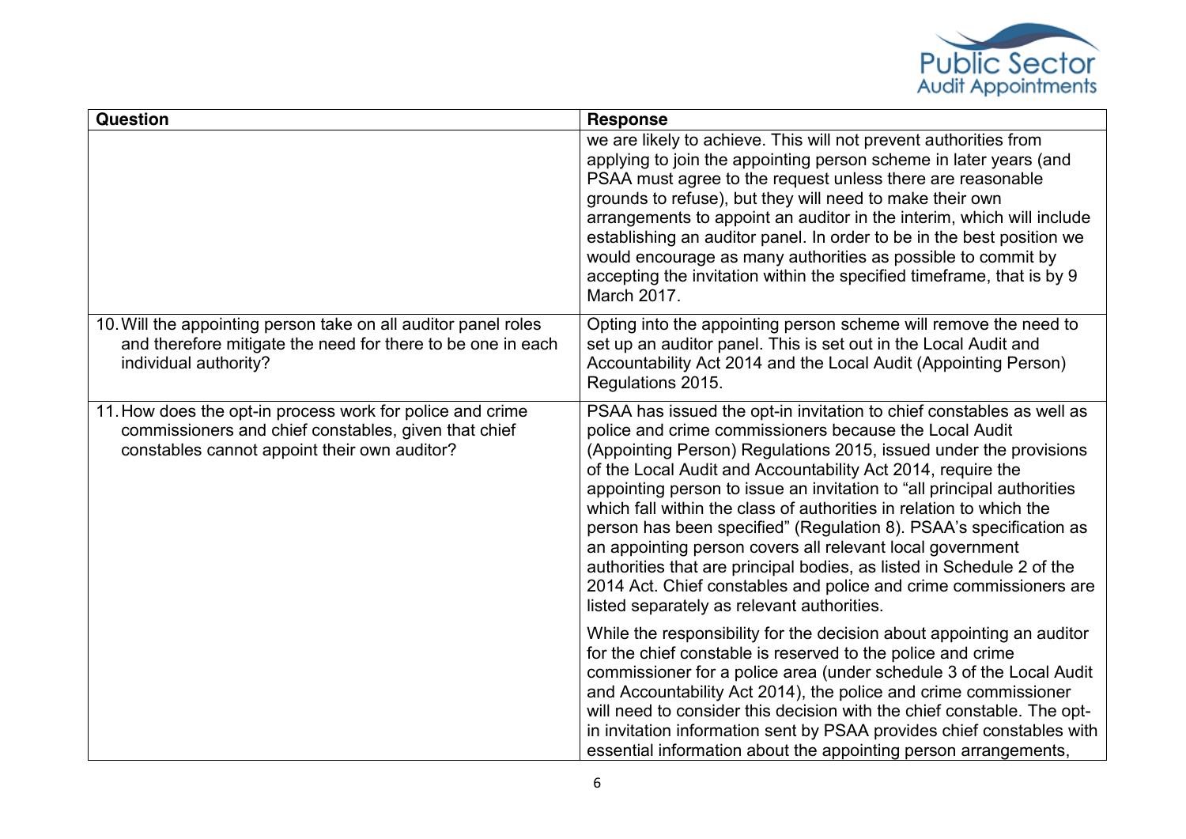| Question | Response |
|---|---|
| | we are likely to achieve. This will not prevent authorities from applying to join the appointing person scheme in later years (and PSAA must agree to the request unless there are reasonable grounds to refuse), but they will need to make their own arrangements to appoint an auditor in the interim, which will include establishing an auditor panel. In order to be in the best position we would encourage as many authorities as possible to commit by accepting the invitation within the specified timeframe, that is by 9 March 2017. |
| 10. Will the appointing person take on all auditor panel roles and therefore mitigate the need for there to be one in each individual authority? | Opting into the appointing person scheme will remove the need to set up an auditor panel. This is set out in the Local Audit and Accountability Act 2014 and the Local Audit (Appointing Person) Regulations 2015. |
| 11. How does the opt-in process work for police and crime commissioners and chief constables, given that chief constables cannot appoint their own auditor? | PSAA has issued the opt-in invitation to chief constables as well as police and crime commissioners because the Local Audit (Appointing Person) Regulations 2015, issued under the provisions of the Local Audit and Accountability Act 2014, require the appointing person to issue an invitation to "all principal authorities which fall within the class of authorities in relation to which the person has been specified" (Regulation 8). PSAA's specification as an appointing person covers all relevant local government authorities that are principal bodies, as listed in Schedule 2 of the 2014 Act. Chief constables and police and crime commissioners are listed separately as relevant authorities.<br><br>While the responsibility for the decision about appointing an auditor for the chief constable is reserved to the police and crime commissioner for a police area (under schedule 3 of the Local Audit and Accountability Act 2014), the police and crime commissioner will need to consider this decision with the chief constable. The opt-in invitation information sent by PSAA provides chief constables with essential information about the appointing person arrangements, |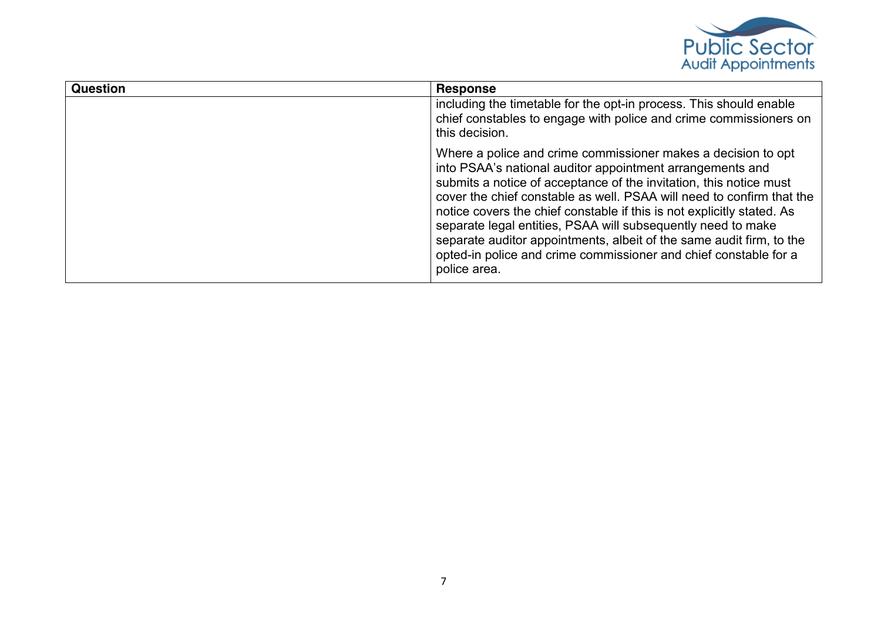| Question | Response |
| --- | --- |
| | including the timetable for the opt-in process. This should enable chief constables to engage with police and crime commissioners on this decision.<br><br>Where a police and crime commissioner makes a decision to opt into PSAA's national auditor appointment arrangements and submits a notice of acceptance of the invitation, this notice must cover the chief constable as well. PSAA will need to confirm that the notice covers the chief constable if this is not explicitly stated. As separate legal entities, PSAA will subsequently need to make separate auditor appointments, albeit of the same audit firm, to the opted-in police and crime commissioner and chief constable for a police area. |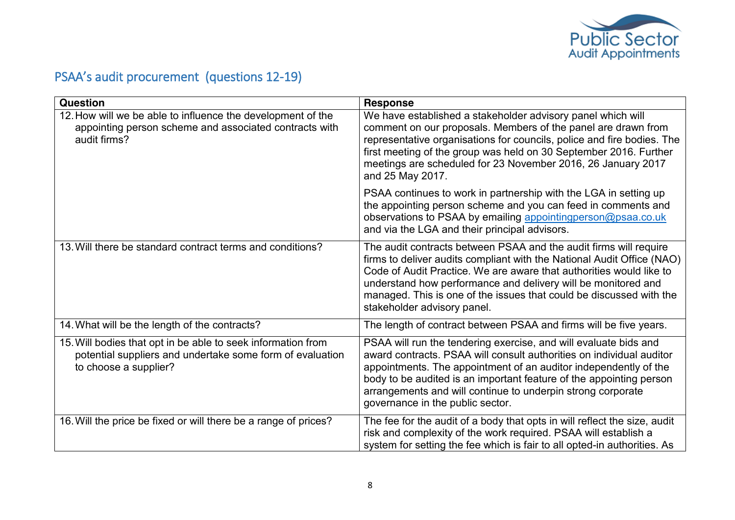## PSAA's audit procurement (questions 12-19)

| Question | Response |
|---|---|
| 12. How will we be able to influence the development of the appointing person scheme and associated contracts with audit firms? | We have established a stakeholder advisory panel which will comment on our proposals. Members of the panel are drawn from representative organisations for councils, police and fire bodies. The first meeting of the group was held on 30 September 2016. Further meetings are scheduled for 23 November 2016, 26 January 2017 and 25 May 2017.<br><br>PSAA continues to work in partnership with the LGA in setting up the appointing person scheme and you can feed in comments and observations to PSAA by emailing appointingperson@psaa.co.uk and via the LGA and their principal advisors. |
| 13. Will there be standard contract terms and conditions? | The audit contracts between PSAA and the audit firms will require firms to deliver audits compliant with the National Audit Office (NAO) Code of Audit Practice. We are aware that authorities would like to understand how performance and delivery will be monitored and managed. This is one of the issues that could be discussed with the stakeholder advisory panel. |
| 14. What will be the length of the contracts? | The length of contract between PSAA and firms will be five years. |
| 15. Will bodies that opt in be able to seek information from potential suppliers and undertake some form of evaluation to choose a supplier? | PSAA will run the tendering exercise, and will evaluate bids and award contracts. PSAA will consult authorities on individual auditor appointments. The appointment of an auditor independently of the body to be audited is an important feature of the appointing person arrangements and will continue to underpin strong corporate governance in the public sector. |
| 16. Will the price be fixed or will there be a range of prices? | The fee for the audit of a body that opts in will reflect the size, audit risk and complexity of the work required. PSAA will establish a system for setting the fee which is fair to all opted-in authorities. As |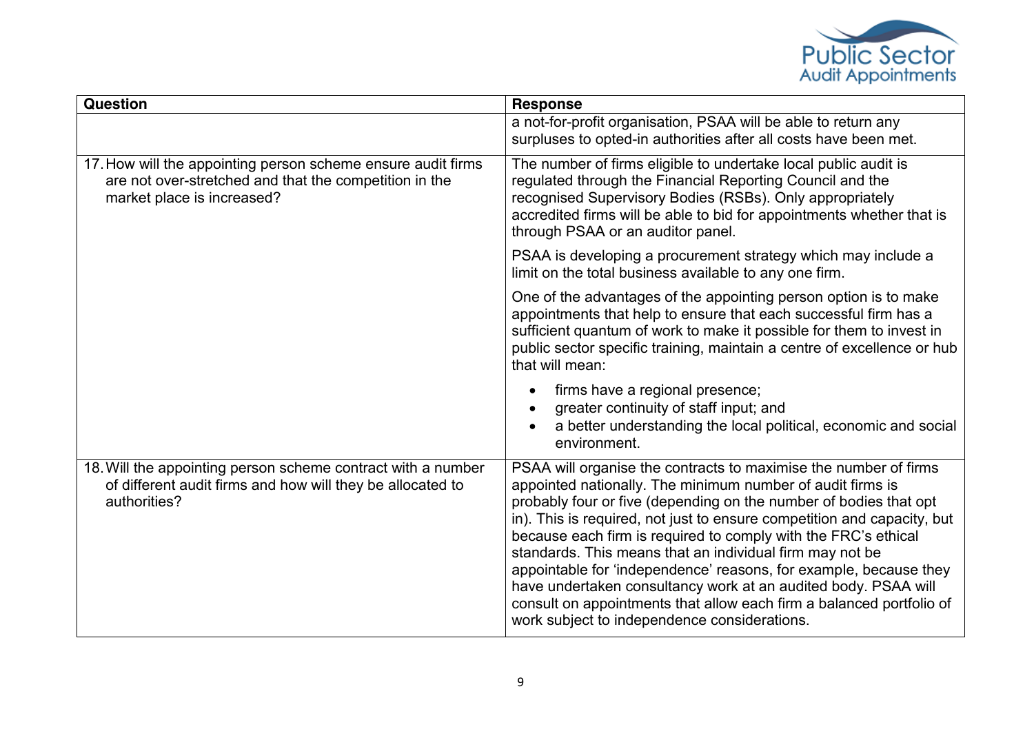| Question | Response |
| --- | --- |
| | a not-for-profit organisation, PSAA will be able to return any surpluses to opted-in authorities after all costs have been met. |
| 17. How will the appointing person scheme ensure audit firms are not over-stretched and that the competition in the market place is increased? | The number of firms eligible to undertake local public audit is regulated through the Financial Reporting Council and the recognised Supervisory Bodies (RSBs). Only appropriately accredited firms will be able to bid for appointments whether that is through PSAA or an auditor panel.<br><br>PSAA is developing a procurement strategy which may include a limit on the total business available to any one firm.<br><br>One of the advantages of the appointing person option is to make appointments that help to ensure that each successful firm has a sufficient quantum of work to make it possible for them to invest in public sector specific training, maintain a centre of excellence or hub that will mean:<br><br>• firms have a regional presence;<br>• greater continuity of staff input; and<br>• a better understanding the local political, economic and social environment. |
| 18. Will the appointing person scheme contract with a number of different audit firms and how will they be allocated to authorities? | PSAA will organise the contracts to maximise the number of firms appointed nationally. The minimum number of audit firms is probably four or five (depending on the number of bodies that opt in). This is required, not just to ensure competition and capacity, but because each firm is required to comply with the FRC's ethical standards. This means that an individual firm may not be appointable for 'independence' reasons, for example, because they have undertaken consultancy work at an audited body. PSAA will consult on appointments that allow each firm a balanced portfolio of work subject to independence considerations. |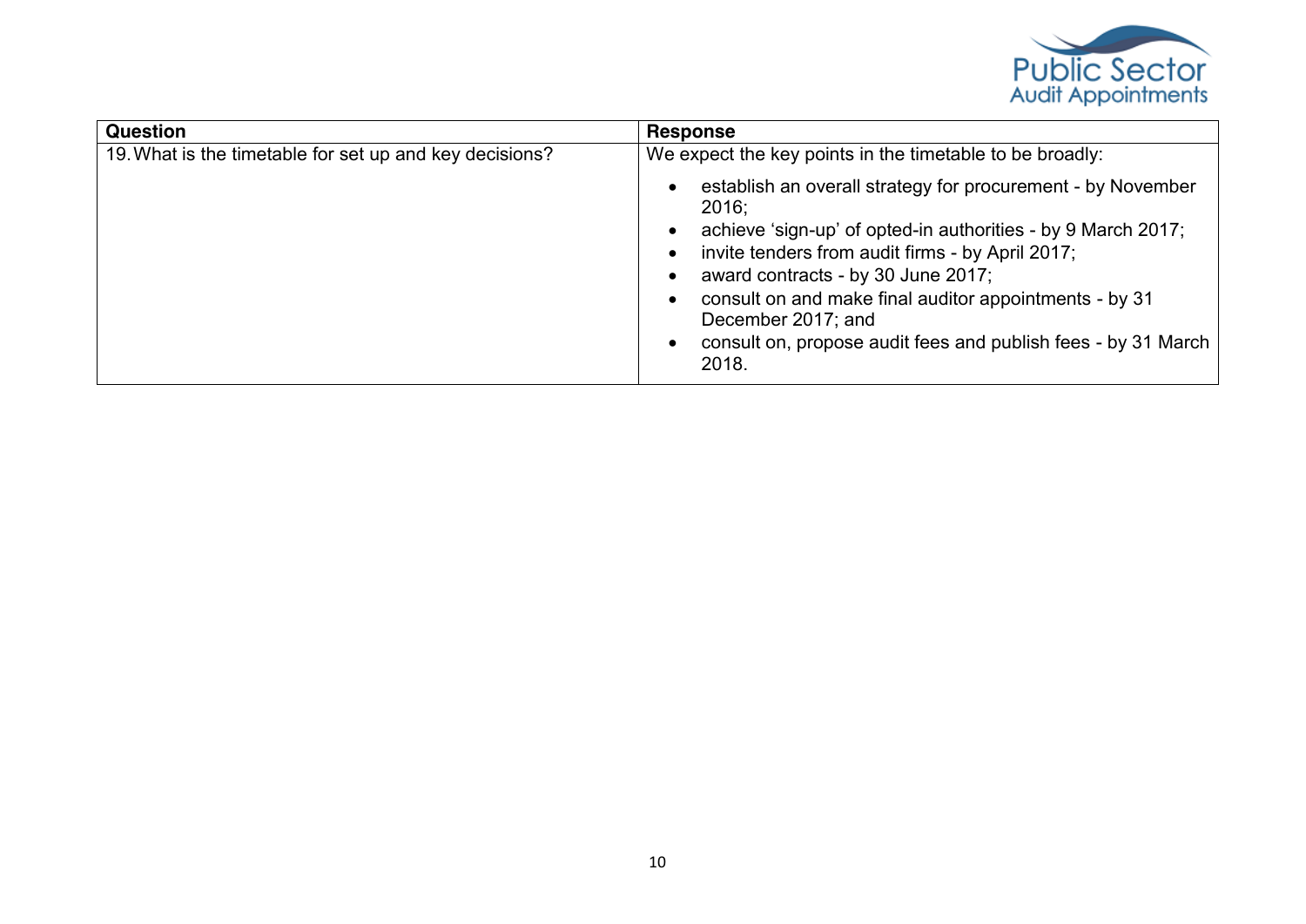| Question | Response |
|---|---|
| 19. What is the timetable for set up and key decisions? | We expect the key points in the timetable to be broadly:<br>• establish an overall strategy for procurement - by November 2016;<br>• achieve 'sign-up' of opted-in authorities - by 9 March 2017;<br>• invite tenders from audit firms - by April 2017;<br>• award contracts - by 30 June 2017;<br>• consult on and make final auditor appointments - by 31 December 2017; and<br>• consult on, propose audit fees and publish fees - by 31 March 2018. |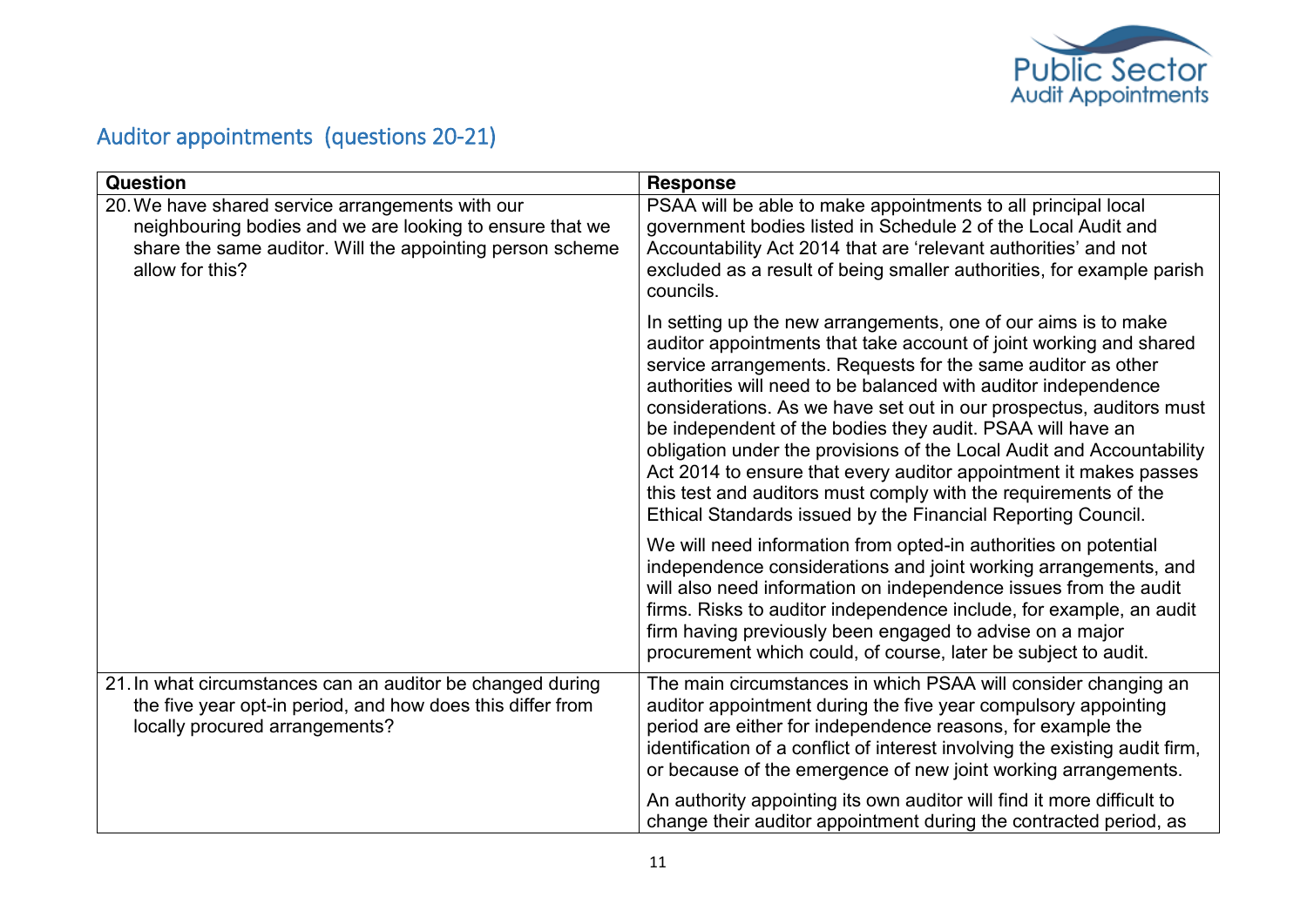## Auditor appointments (questions 20-21)

| Question | Response |
|---|---|
| 20. We have shared service arrangements with our neighbouring bodies and we are looking to ensure that we share the same auditor. Will the appointing person scheme allow for this? | PSAA will be able to make appointments to all principal local government bodies listed in Schedule 2 of the Local Audit and Accountability Act 2014 that are 'relevant authorities' and not excluded as a result of being smaller authorities, for example parish councils.<br><br>In setting up the new arrangements, one of our aims is to make auditor appointments that take account of joint working and shared service arrangements. Requests for the same auditor as other authorities will need to be balanced with auditor independence considerations. As we have set out in our prospectus, auditors must be independent of the bodies they audit. PSAA will have an obligation under the provisions of the Local Audit and Accountability Act 2014 to ensure that every auditor appointment it makes passes this test and auditors must comply with the requirements of the Ethical Standards issued by the Financial Reporting Council.<br><br>We will need information from opted-in authorities on potential independence considerations and joint working arrangements, and will also need information on independence issues from the audit firms. Risks to auditor independence include, for example, an audit firm having previously been engaged to advise on a major procurement which could, of course, later be subject to audit. |
| 21. In what circumstances can an auditor be changed during the five year opt-in period, and how does this differ from locally procured arrangements? | The main circumstances in which PSAA will consider changing an auditor appointment during the five year compulsory appointing period are either for independence reasons, for example the identification of a conflict of interest involving the existing audit firm, or because of the emergence of new joint working arrangements.<br><br>An authority appointing its own auditor will find it more difficult to change their auditor appointment during the contracted period, as |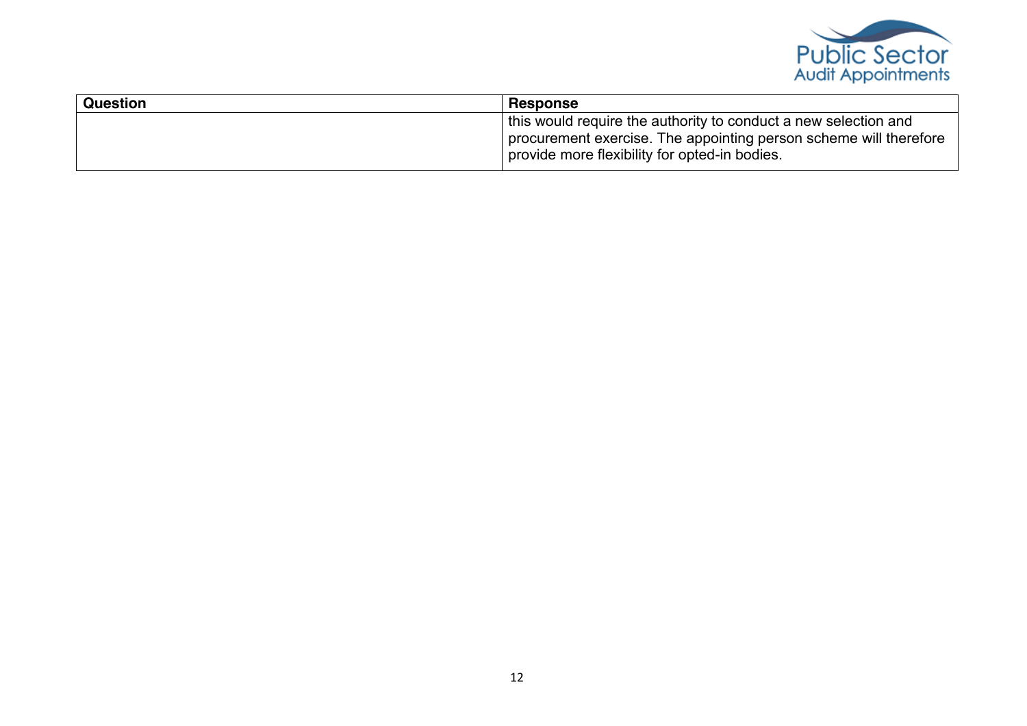| Question | Response |
|---|---|
| | this would require the authority to conduct a new selection and procurement exercise. The appointing person scheme will therefore provide more flexibility for opted-in bodies. |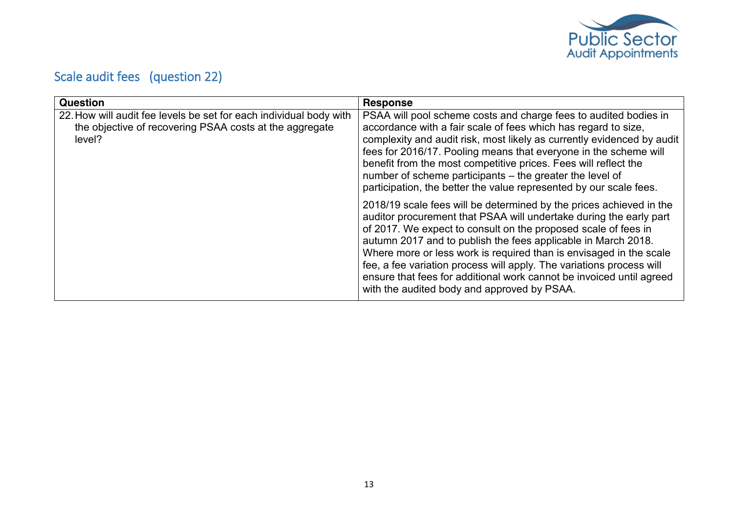## Scale audit fees (question 22)

| Question | Response |
| --- | --- |
| 22. How will audit fee levels be set for each individual body with the objective of recovering PSAA costs at the aggregate level? | PSAA will pool scheme costs and charge fees to audited bodies in accordance with a fair scale of fees which has regard to size, complexity and audit risk, most likely as currently evidenced by audit fees for 2016/17. Pooling means that everyone in the scheme will benefit from the most competitive prices. Fees will reflect the number of scheme participants – the greater the level of participation, the better the value represented by our scale fees.<br><br>2018/19 scale fees will be determined by the prices achieved in the auditor procurement that PSAA will undertake during the early part of 2017. We expect to consult on the proposed scale of fees in autumn 2017 and to publish the fees applicable in March 2018. Where more or less work is required than is envisaged in the scale fee, a fee variation process will apply. The variations process will ensure that fees for additional work cannot be invoiced until agreed with the audited body and approved by PSAA. |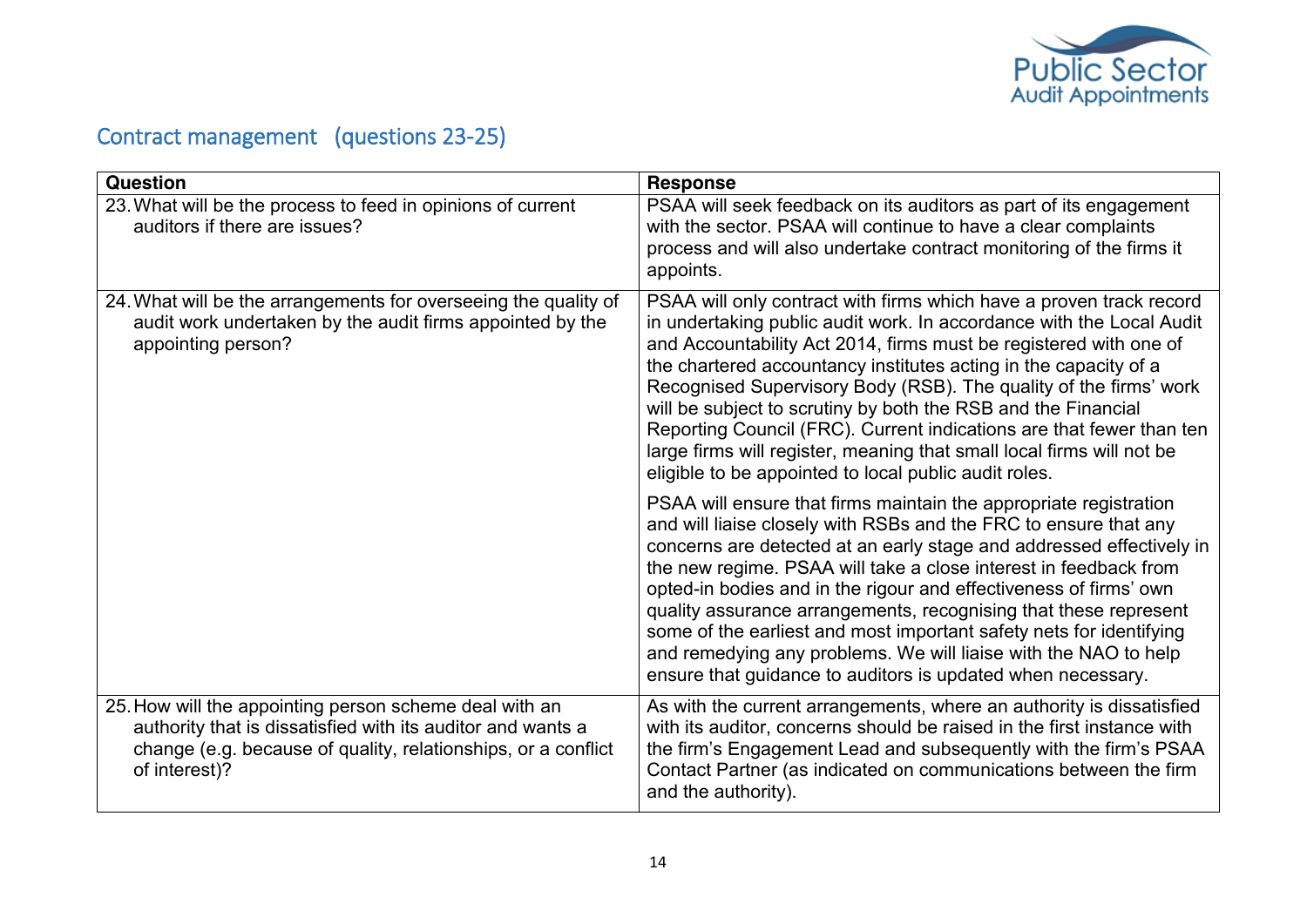## Contract management (questions 23-25)

| Question | Response |
|---|---|
| 23. What will be the process to feed in opinions of current auditors if there are issues? | PSAA will seek feedback on its auditors as part of its engagement with the sector. PSAA will continue to have a clear complaints process and will also undertake contract monitoring of the firms it appoints. |
| 24. What will be the arrangements for overseeing the quality of audit work undertaken by the audit firms appointed by the appointing person? | PSAA will only contract with firms which have a proven track record in undertaking public audit work. In accordance with the Local Audit and Accountability Act 2014, firms must be registered with one of the chartered accountancy institutes acting in the capacity of a Recognised Supervisory Body (RSB). The quality of the firms' work will be subject to scrutiny by both the RSB and the Financial Reporting Council (FRC). Current indications are that fewer than ten large firms will register, meaning that small local firms will not be eligible to be appointed to local public audit roles.<br><br>PSAA will ensure that firms maintain the appropriate registration and will liaise closely with RSBs and the FRC to ensure that any concerns are detected at an early stage and addressed effectively in the new regime. PSAA will take a close interest in feedback from opted-in bodies and in the rigour and effectiveness of firms' own quality assurance arrangements, recognising that these represent some of the earliest and most important safety nets for identifying and remedying any problems. We will liaise with the NAO to help ensure that guidance to auditors is updated when necessary. |
| 25. How will the appointing person scheme deal with an authority that is dissatisfied with its auditor and wants a change (e.g. because of quality, relationships, or a conflict of interest)? | As with the current arrangements, where an authority is dissatisfied with its auditor, concerns should be raised in the first instance with the firm's Engagement Lead and subsequently with the firm's PSAA Contact Partner (as indicated on communications between the firm and the authority). |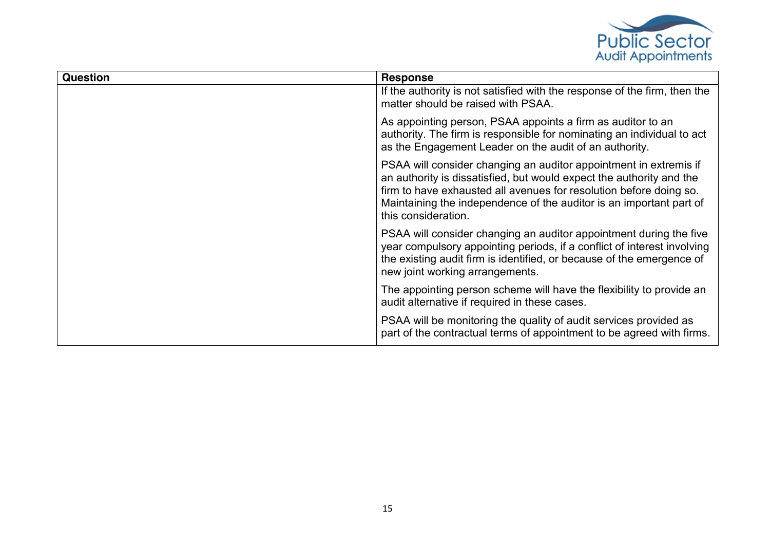| Question | Response |
| --- | --- |
| | If the authority is not satisfied with the response of the firm, then the matter should be raised with PSAA.<br><br>As appointing person, PSAA appoints a firm as auditor to an authority. The firm is responsible for nominating an individual to act as the Engagement Leader on the audit of an authority.<br><br>PSAA will consider changing an auditor appointment in extremis if an authority is dissatisfied, but would expect the authority and the firm to have exhausted all avenues for resolution before doing so. Maintaining the independence of the auditor is an important part of this consideration.<br><br>PSAA will consider changing an auditor appointment during the five year compulsory appointing periods, if a conflict of interest involving the existing audit firm is identified, or because of the emergence of new joint working arrangements.<br><br>The appointing person scheme will have the flexibility to provide an audit alternative if required in these cases.<br><br>PSAA will be monitoring the quality of audit services provided as part of the contractual terms of appointment to be agreed with firms. |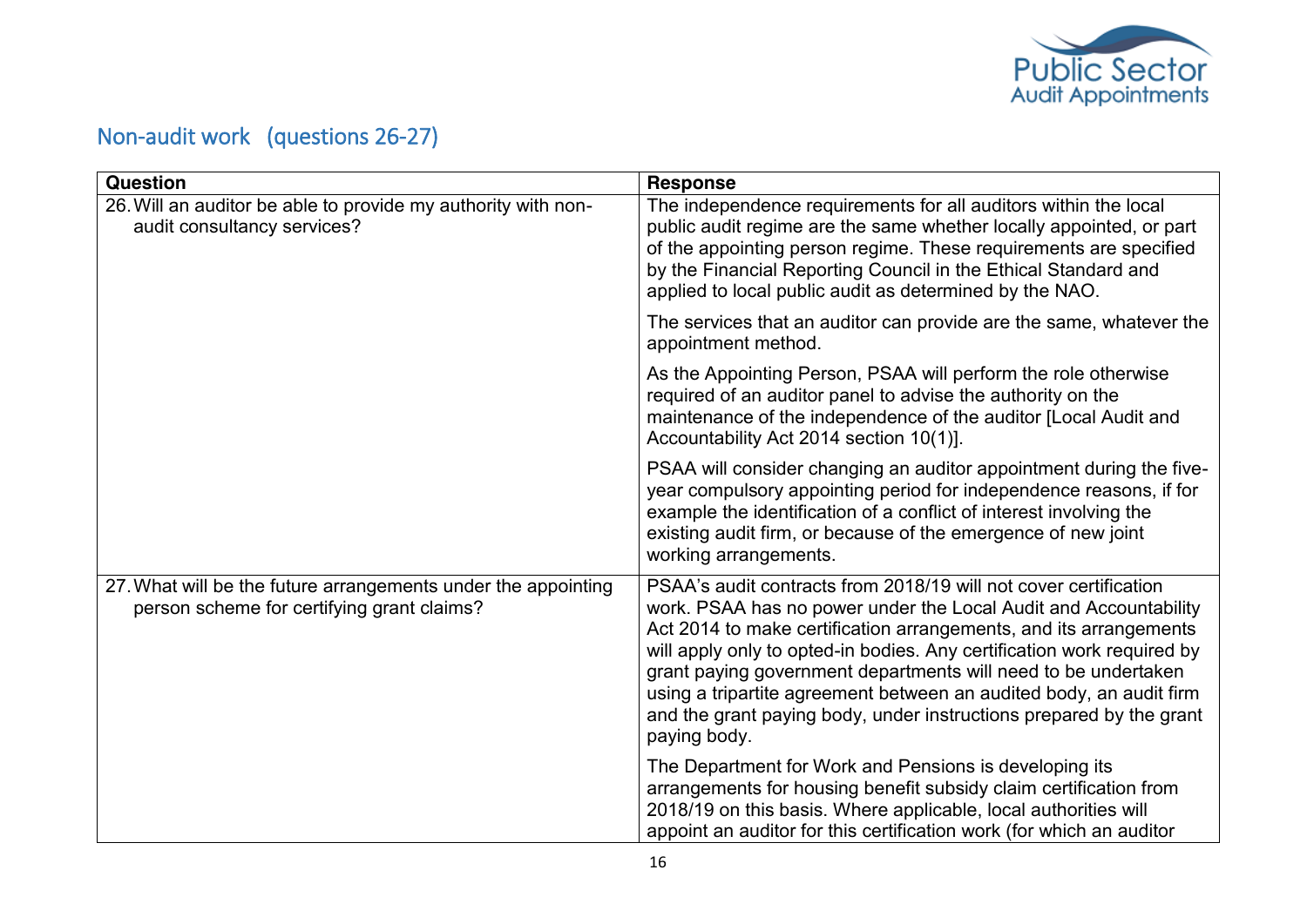## Non-audit work (questions 26-27)

| Question | Response |
|---|---|
| 26. Will an auditor be able to provide my authority with non-audit consultancy services? | The independence requirements for all auditors within the local public audit regime are the same whether locally appointed, or part of the appointing person regime. These requirements are specified by the Financial Reporting Council in the Ethical Standard and applied to local public audit as determined by the NAO.<br><br>The services that an auditor can provide are the same, whatever the appointment method.<br><br>As the Appointing Person, PSAA will perform the role otherwise required of an auditor panel to advise the authority on the maintenance of the independence of the auditor [Local Audit and Accountability Act 2014 section 10(1)].<br><br>PSAA will consider changing an auditor appointment during the five-year compulsory appointing period for independence reasons, if for example the identification of a conflict of interest involving the existing audit firm, or because of the emergence of new joint working arrangements. |
| 27. What will be the future arrangements under the appointing person scheme for certifying grant claims? | PSAA's audit contracts from 2018/19 will not cover certification work. PSAA has no power under the Local Audit and Accountability Act 2014 to make certification arrangements, and its arrangements will apply only to opted-in bodies. Any certification work required by grant paying government departments will need to be undertaken using a tripartite agreement between an audited body, an audit firm and the grant paying body, under instructions prepared by the grant paying body.<br><br>The Department for Work and Pensions is developing its arrangements for housing benefit subsidy claim certification from 2018/19 on this basis. Where applicable, local authorities will appoint an auditor for this certification work (for which an auditor |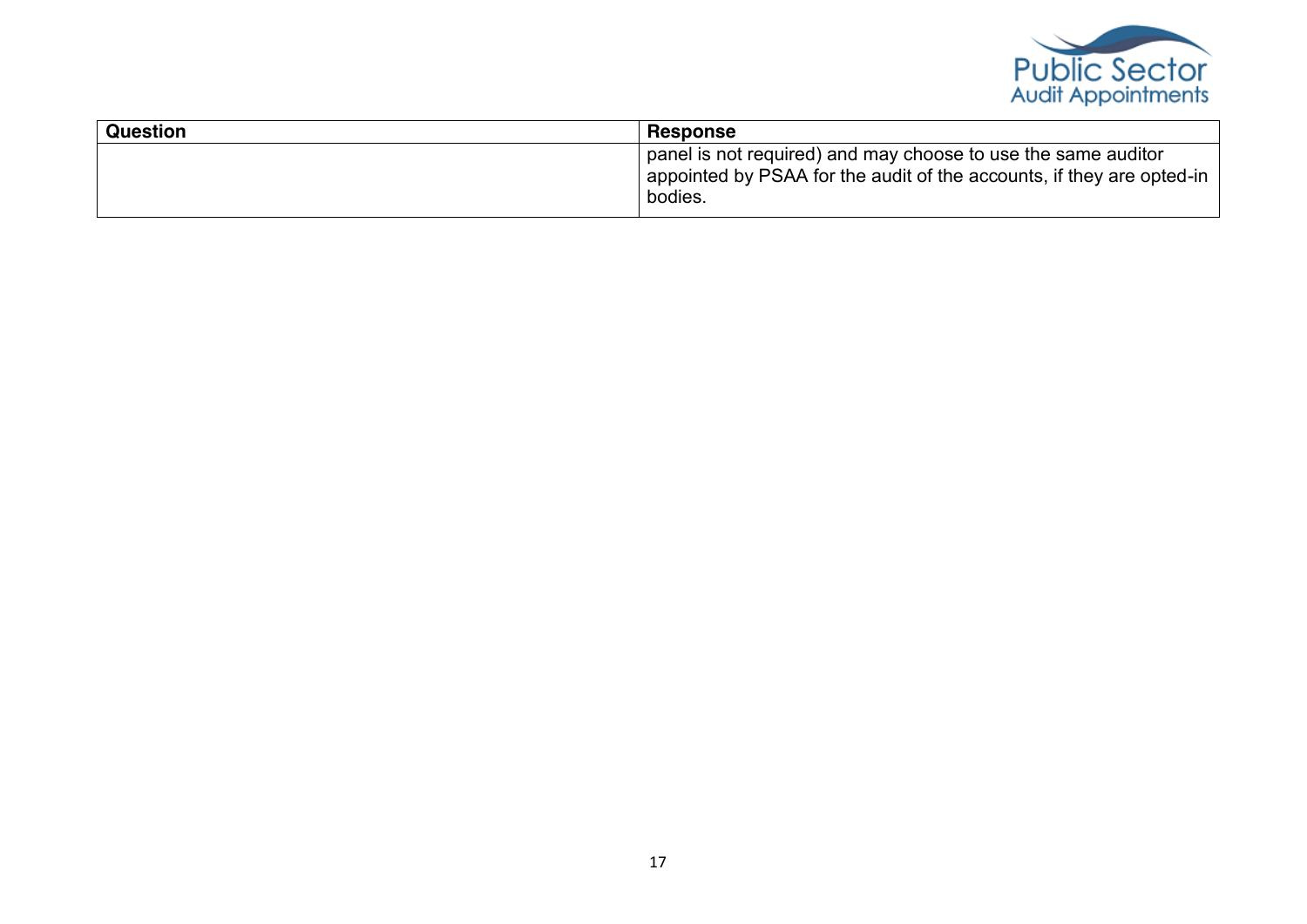| Question | Response |
| --- | --- |
| | panel is not required) and may choose to use the same auditor appointed by PSAA for the audit of the accounts, if they are opted-in bodies. |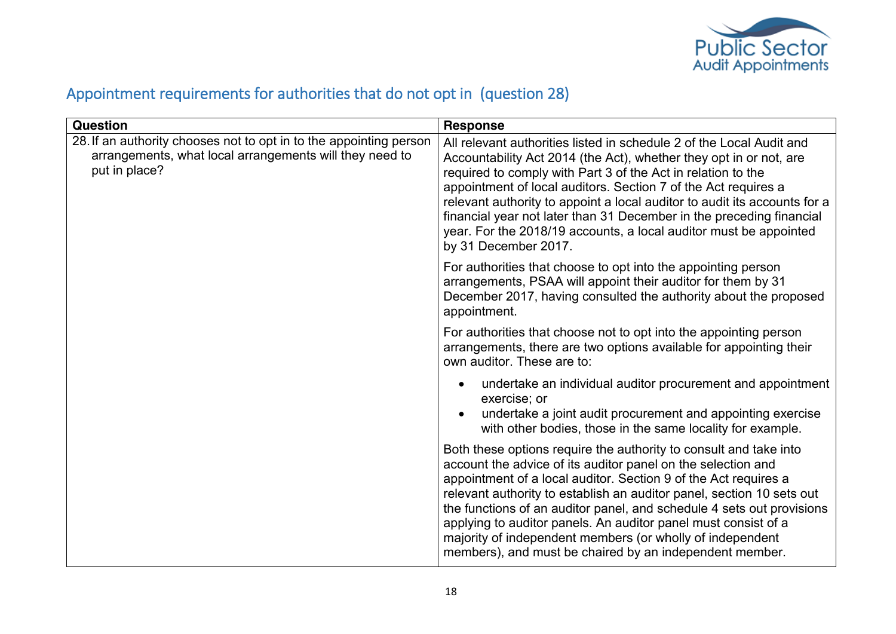## Appointment requirements for authorities that do not opt in (question 28)

| Question | Response |
| --- | --- |
| 28. If an authority chooses not to opt in to the appointing person arrangements, what local arrangements will they need to put in place? | All relevant authorities listed in schedule 2 of the Local Audit and Accountability Act 2014 (the Act), whether they opt in or not, are required to comply with Part 3 of the Act in relation to the appointment of local auditors. Section 7 of the Act requires a relevant authority to appoint a local auditor to audit its accounts for a financial year not later than 31 December in the preceding financial year. For the 2018/19 accounts, a local auditor must be appointed by 31 December 2017.<br><br>For authorities that choose to opt into the appointing person arrangements, PSAA will appoint their auditor for them by 31 December 2017, having consulted the authority about the proposed appointment.<br><br>For authorities that choose not to opt into the appointing person arrangements, there are two options available for appointing their own auditor. These are to:<br><br>• undertake an individual auditor procurement and appointment exercise; or<br>• undertake a joint audit procurement and appointing exercise with other bodies, those in the same locality for example.<br><br>Both these options require the authority to consult and take into account the advice of its auditor panel on the selection and appointment of a local auditor. Section 9 of the Act requires a relevant authority to establish an auditor panel, section 10 sets out the functions of an auditor panel, and schedule 4 sets out provisions applying to auditor panels. An auditor panel must consist of a majority of independent members (or wholly of independent members), and must be chaired by an independent member. |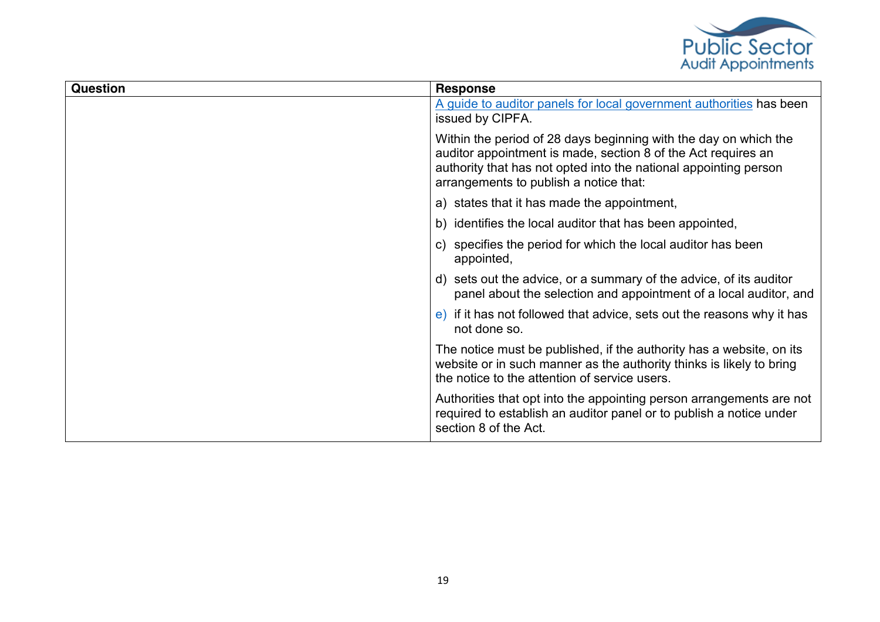| Question | Response |
| --- | --- |
| | [A guide to auditor panels for local government authorities] has been issued by CIPFA.<br><br>Within the period of 28 days beginning with the day on which the auditor appointment is made, section 8 of the Act requires an authority that has not opted into the national appointing person arrangements to publish a notice that:<br><br>a) states that it has made the appointment,<br><br>b) identifies the local auditor that has been appointed,<br><br>c) specifies the period for which the local auditor has been appointed,<br><br>d) sets out the advice, or a summary of the advice, of its auditor panel about the selection and appointment of a local auditor, and<br><br>e) if it has not followed that advice, sets out the reasons why it has not done so.<br><br>The notice must be published, if the authority has a website, on its website or in such manner as the authority thinks is likely to bring the notice to the attention of service users.<br><br>Authorities that opt into the appointing person arrangements are not required to establish an auditor panel or to publish a notice under section 8 of the Act. |